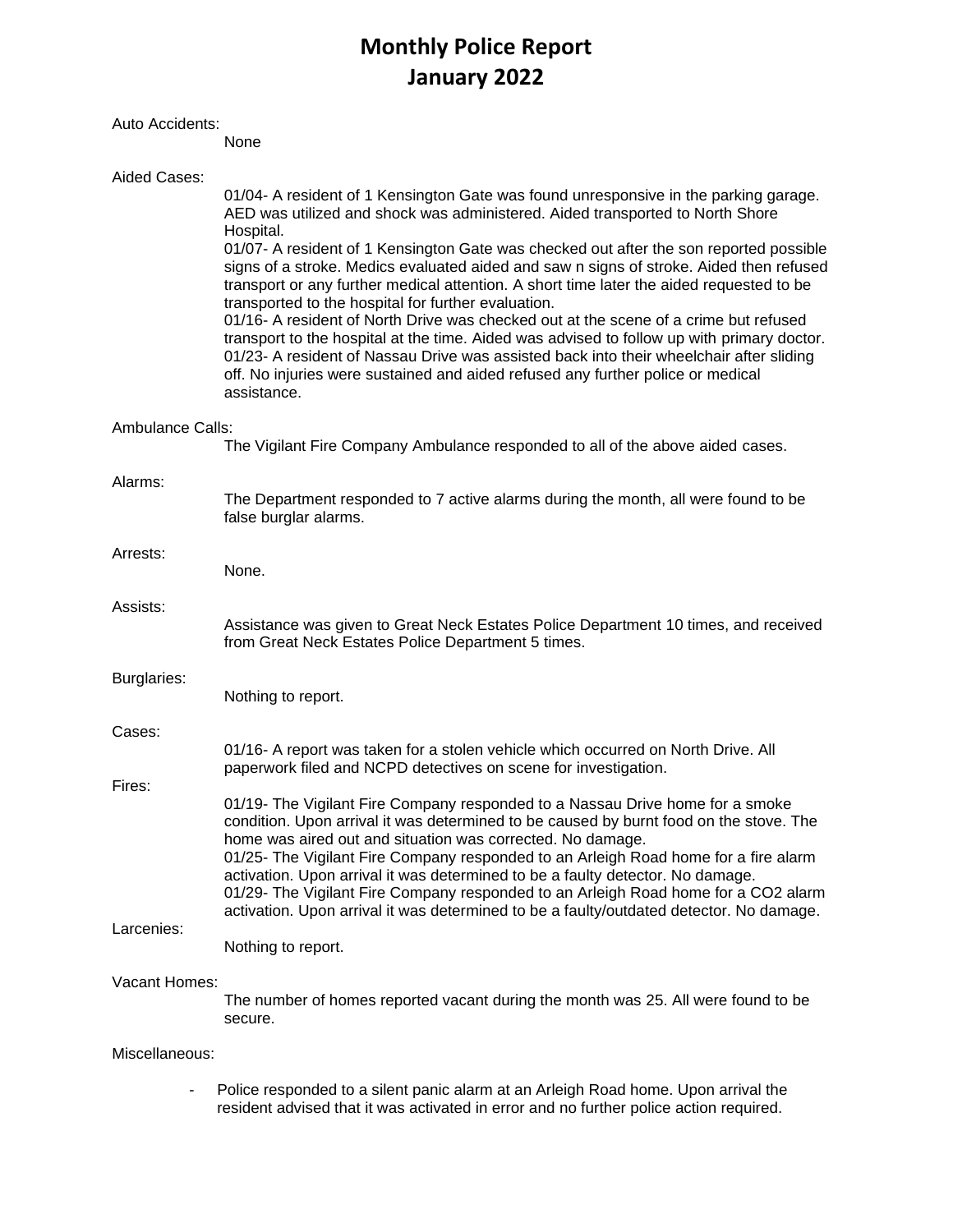# Monthly Police Report
# January 2022

Auto Accidents:

None

Aided Cases:

01/04- A resident of 1 Kensington Gate was found unresponsive in the parking garage. AED was utilized and shock was administered. Aided transported to North Shore Hospital.
01/07- A resident of 1 Kensington Gate was checked out after the son reported possible signs of a stroke. Medics evaluated aided and saw n signs of stroke. Aided then refused transport or any further medical attention. A short time later the aided requested to be transported to the hospital for further evaluation.
01/16- A resident of North Drive was checked out at the scene of a crime but refused transport to the hospital at the time. Aided was advised to follow up with primary doctor.
01/23- A resident of Nassau Drive was assisted back into their wheelchair after sliding off. No injuries were sustained and aided refused any further police or medical assistance.

Ambulance Calls:

The Vigilant Fire Company Ambulance responded to all of the above aided cases.

Alarms:

The Department responded to 7 active alarms during the month, all were found to be false burglar alarms.

Arrests:

None.

Assists:

Assistance was given to Great Neck Estates Police Department 10 times, and received from Great Neck Estates Police Department 5 times.

Burglaries:

Nothing to report.

Cases:

01/16- A report was taken for a stolen vehicle which occurred on North Drive. All paperwork filed and NCPD detectives on scene for investigation.

Fires:

01/19- The Vigilant Fire Company responded to a Nassau Drive home for a smoke condition. Upon arrival it was determined to be caused by burnt food on the stove. The home was aired out and situation was corrected. No damage.
01/25- The Vigilant Fire Company responded to an Arleigh Road home for a fire alarm activation. Upon arrival it was determined to be a faulty detector. No damage.
01/29- The Vigilant Fire Company responded to an Arleigh Road home for a CO2 alarm activation. Upon arrival it was determined to be a faulty/outdated detector. No damage.

Larcenies:

Nothing to report.

Vacant Homes:

The number of homes reported vacant during the month was 25. All were found to be secure.

Miscellaneous:

- Police responded to a silent panic alarm at an Arleigh Road home. Upon arrival the resident advised that it was activated in error and no further police action required.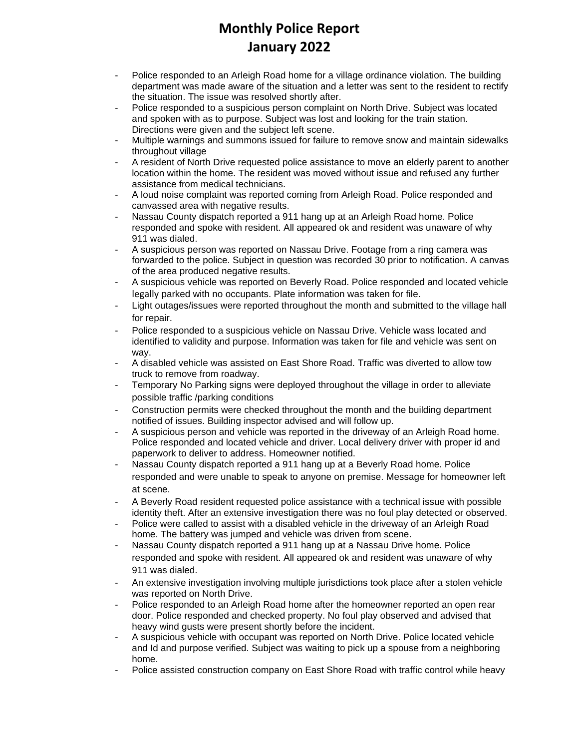# Monthly Police Report
# January 2022

- Police responded to an Arleigh Road home for a village ordinance violation. The building department was made aware of the situation and a letter was sent to the resident to rectify the situation. The issue was resolved shortly after.
- Police responded to a suspicious person complaint on North Drive. Subject was located and spoken with as to purpose. Subject was lost and looking for the train station. Directions were given and the subject left scene.
- Multiple warnings and summons issued for failure to remove snow and maintain sidewalks throughout village
- A resident of North Drive requested police assistance to move an elderly parent to another location within the home. The resident was moved without issue and refused any further assistance from medical technicians.
- A loud noise complaint was reported coming from Arleigh Road. Police responded and canvassed area with negative results.
- Nassau County dispatch reported a 911 hang up at an Arleigh Road home. Police responded and spoke with resident. All appeared ok and resident was unaware of why 911 was dialed.
- A suspicious person was reported on Nassau Drive. Footage from a ring camera was forwarded to the police. Subject in question was recorded 30 prior to notification. A canvas of the area produced negative results.
- A suspicious vehicle was reported on Beverly Road. Police responded and located vehicle legally parked with no occupants. Plate information was taken for file.
- Light outages/issues were reported throughout the month and submitted to the village hall for repair.
- Police responded to a suspicious vehicle on Nassau Drive. Vehicle wass located and identified to validity and purpose. Information was taken for file and vehicle was sent on way.
- A disabled vehicle was assisted on East Shore Road. Traffic was diverted to allow tow truck to remove from roadway.
- Temporary No Parking signs were deployed throughout the village in order to alleviate possible traffic /parking conditions
- Construction permits were checked throughout the month and the building department notified of issues. Building inspector advised and will follow up.
- A suspicious person and vehicle was reported in the driveway of an Arleigh Road home. Police responded and located vehicle and driver. Local delivery driver with proper id and paperwork to deliver to address. Homeowner notified.
- Nassau County dispatch reported a 911 hang up at a Beverly Road home. Police responded and were unable to speak to anyone on premise. Message for homeowner left at scene.
- A Beverly Road resident requested police assistance with a technical issue with possible identity theft. After an extensive investigation there was no foul play detected or observed.
- Police were called to assist with a disabled vehicle in the driveway of an Arleigh Road home. The battery was jumped and vehicle was driven from scene.
- Nassau County dispatch reported a 911 hang up at a Nassau Drive home. Police responded and spoke with resident. All appeared ok and resident was unaware of why 911 was dialed.
- An extensive investigation involving multiple jurisdictions took place after a stolen vehicle was reported on North Drive.
- Police responded to an Arleigh Road home after the homeowner reported an open rear door. Police responded and checked property. No foul play observed and advised that heavy wind gusts were present shortly before the incident.
- A suspicious vehicle with occupant was reported on North Drive. Police located vehicle and Id and purpose verified. Subject was waiting to pick up a spouse from a neighboring home.
- Police assisted construction company on East Shore Road with traffic control while heavy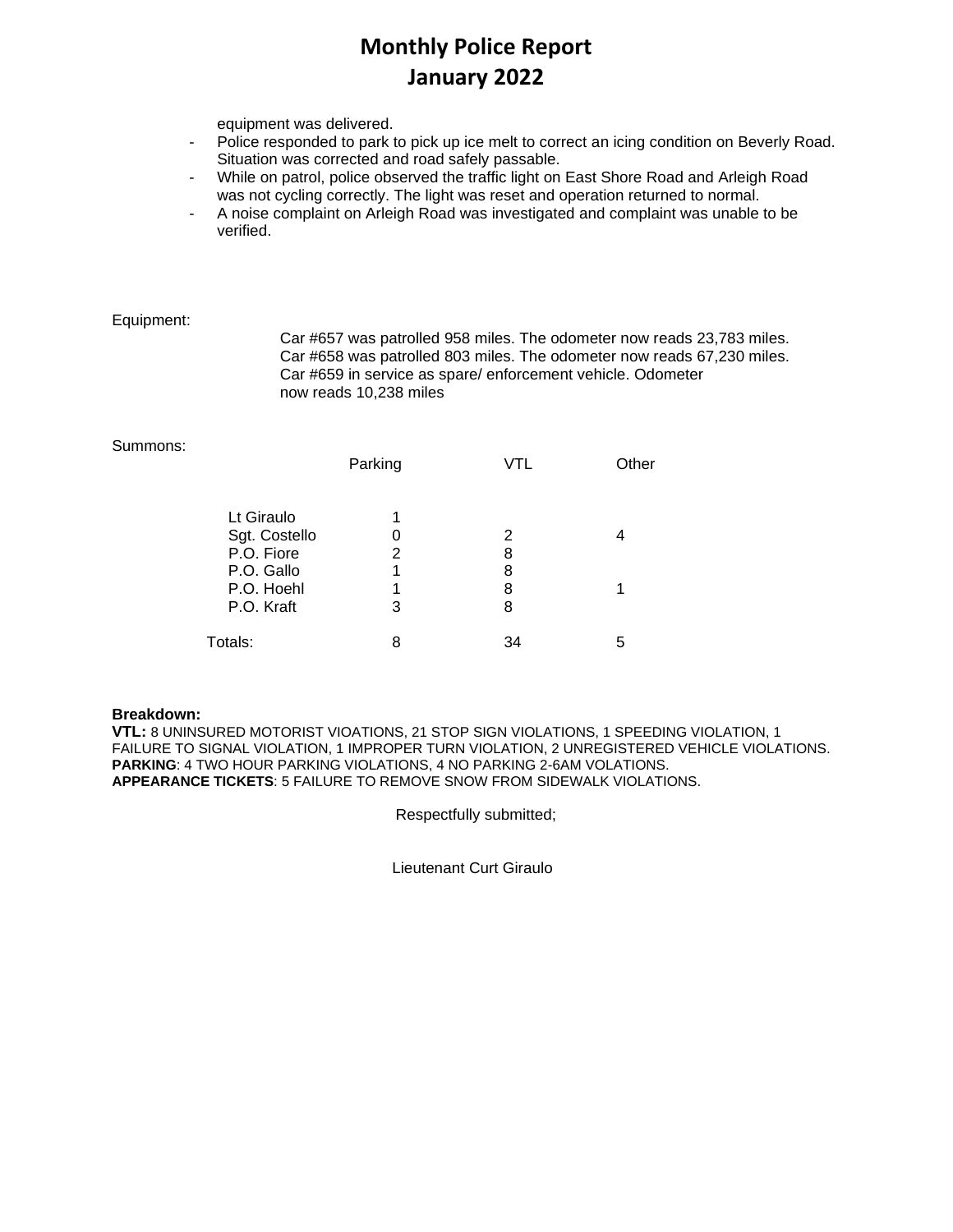equipment was delivered.

- Police responded to park to pick up ice melt to correct an icing condition on Beverly Road. Situation was corrected and road safely passable.
- While on patrol, police observed the traffic light on East Shore Road and Arleigh Road was not cycling correctly. The light was reset and operation returned to normal.
- A noise complaint on Arleigh Road was investigated and complaint was unable to be verified.

Equipment:

Car #657 was patrolled 958 miles. The odometer now reads 23,783 miles.
Car #658 was patrolled 803 miles. The odometer now reads 67,230 miles.
Car #659 in service as spare/ enforcement vehicle. Odometer now reads 10,238 miles

Summons:

| | Parking | VTL | Other |
|---|---|---|---|
| Lt Giraulo | 1 | | |
| Sgt. Costello | 0 | 2 | 4 |
| P.O. Fiore | 2 | 8 | |
| P.O. Gallo | 1 | 8 | |
| P.O. Hoehl | 1 | 8 | 1 |
| P.O. Kraft | 3 | 8 | |
| Totals: | 8 | 34 | 5 |

**Breakdown:**

**VTL:** 8 UNINSURED MOTORIST VIOATIONS, 21 STOP SIGN VIOLATIONS, 1 SPEEDING VIOLATION, 1 FAILURE TO SIGNAL VIOLATION, 1 IMPROPER TURN VIOLATION, 2 UNREGISTERED VEHICLE VIOLATIONS.
**PARKING**: 4 TWO HOUR PARKING VIOLATIONS, 4 NO PARKING 2-6AM VOLATIONS.
**APPEARANCE TICKETS**: 5 FAILURE TO REMOVE SNOW FROM SIDEWALK VIOLATIONS.

Respectfully submitted;

Lieutenant Curt Giraulo